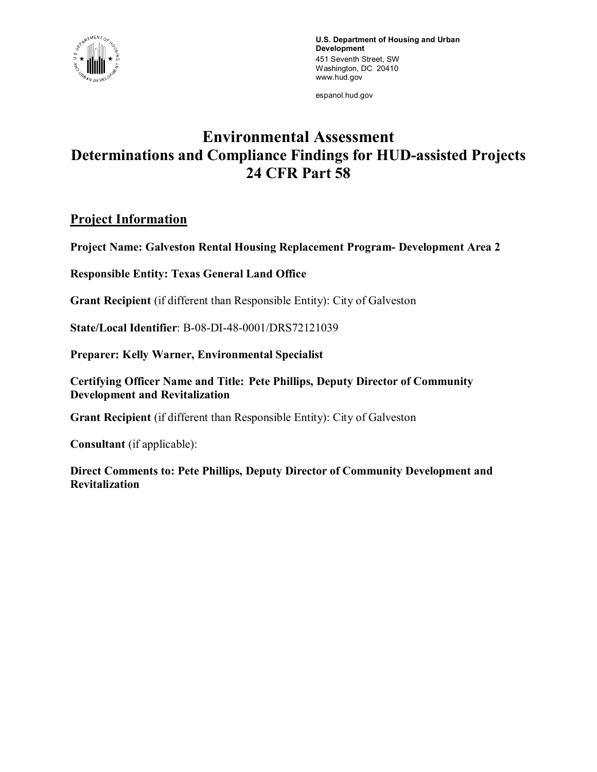U.S. Department of Housing and Urban Development
451 Seventh Street, SW
Washington, DC 20410
www.hud.gov

espanol.hud.gov

# Environmental Assessment
# Determinations and Compliance Findings for HUD-assisted Projects
# 24 CFR Part 58

## Project Information

**Project Name: Galveston Rental Housing Replacement Program- Development Area 2**

**Responsible Entity: Texas General Land Office**

**Grant Recipient** (if different than Responsible Entity): City of Galveston

**State/Local Identifier**: B-08-DI-48-0001/DRS72121039

**Preparer: Kelly Warner, Environmental Specialist**

**Certifying Officer Name and Title: Pete Phillips, Deputy Director of Community Development and Revitalization**

**Grant Recipient** (if different than Responsible Entity): City of Galveston

**Consultant** (if applicable):

**Direct Comments to: Pete Phillips, Deputy Director of Community Development and Revitalization**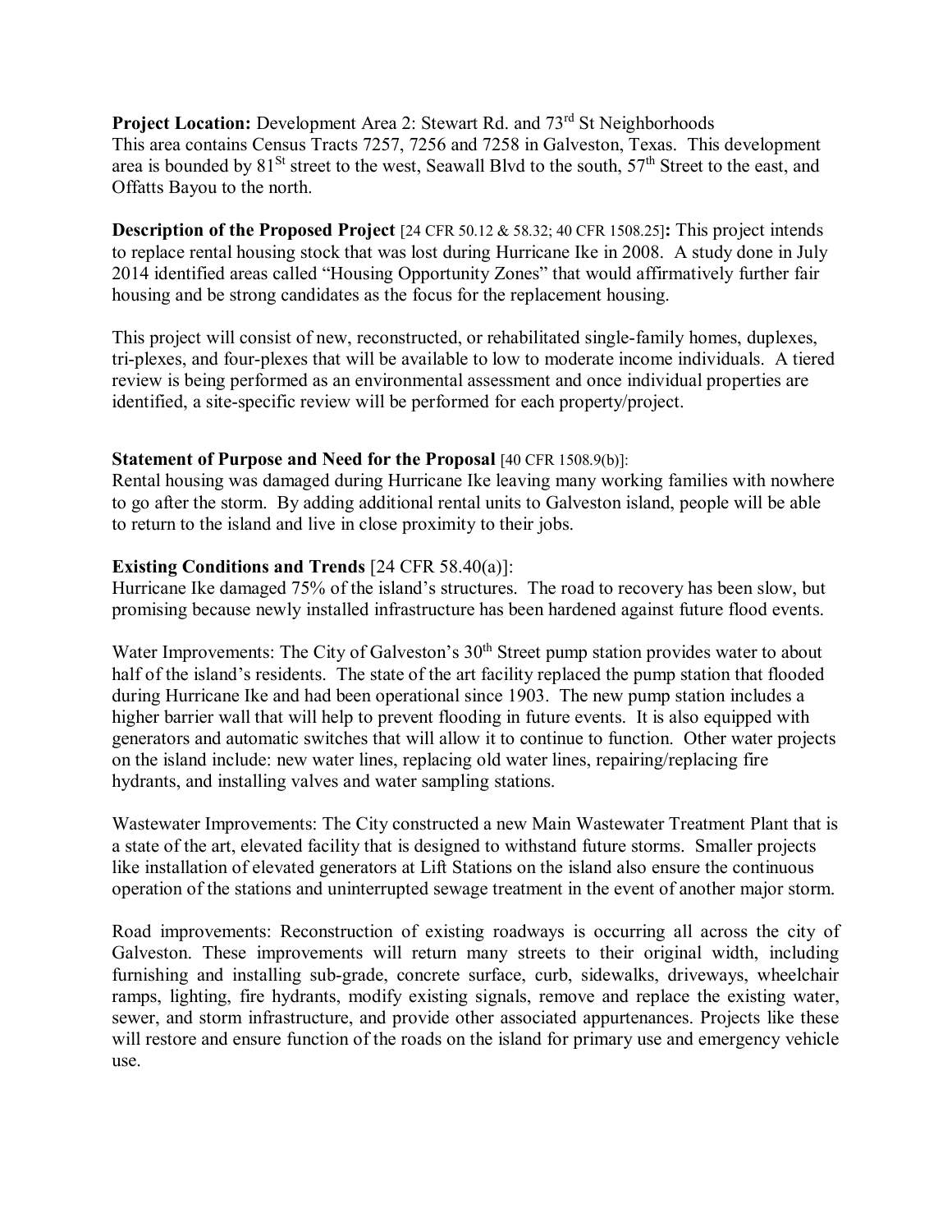**Project Location:** Development Area 2: Stewart Rd. and 73rd St Neighborhoods
This area contains Census Tracts 7257, 7256 and 7258 in Galveston, Texas. This development area is bounded by 81St street to the west, Seawall Blvd to the south, 57th Street to the east, and Offatts Bayou to the north.

**Description of the Proposed Project** [24 CFR 50.12 & 58.32; 40 CFR 1508.25]**:** This project intends to replace rental housing stock that was lost during Hurricane Ike in 2008. A study done in July 2014 identified areas called "Housing Opportunity Zones" that would affirmatively further fair housing and be strong candidates as the focus for the replacement housing.

This project will consist of new, reconstructed, or rehabilitated single-family homes, duplexes, tri-plexes, and four-plexes that will be available to low to moderate income individuals. A tiered review is being performed as an environmental assessment and once individual properties are identified, a site-specific review will be performed for each property/project.

**Statement of Purpose and Need for the Proposal** [40 CFR 1508.9(b)]:
Rental housing was damaged during Hurricane Ike leaving many working families with nowhere to go after the storm. By adding additional rental units to Galveston island, people will be able to return to the island and live in close proximity to their jobs.

**Existing Conditions and Trends** [24 CFR 58.40(a)]:
Hurricane Ike damaged 75% of the island's structures. The road to recovery has been slow, but promising because newly installed infrastructure has been hardened against future flood events.

Water Improvements: The City of Galveston's 30th Street pump station provides water to about half of the island's residents. The state of the art facility replaced the pump station that flooded during Hurricane Ike and had been operational since 1903. The new pump station includes a higher barrier wall that will help to prevent flooding in future events. It is also equipped with generators and automatic switches that will allow it to continue to function. Other water projects on the island include: new water lines, replacing old water lines, repairing/replacing fire hydrants, and installing valves and water sampling stations.

Wastewater Improvements: The City constructed a new Main Wastewater Treatment Plant that is a state of the art, elevated facility that is designed to withstand future storms. Smaller projects like installation of elevated generators at Lift Stations on the island also ensure the continuous operation of the stations and uninterrupted sewage treatment in the event of another major storm.

Road improvements: Reconstruction of existing roadways is occurring all across the city of Galveston. These improvements will return many streets to their original width, including furnishing and installing sub-grade, concrete surface, curb, sidewalks, driveways, wheelchair ramps, lighting, fire hydrants, modify existing signals, remove and replace the existing water, sewer, and storm infrastructure, and provide other associated appurtenances. Projects like these will restore and ensure function of the roads on the island for primary use and emergency vehicle use.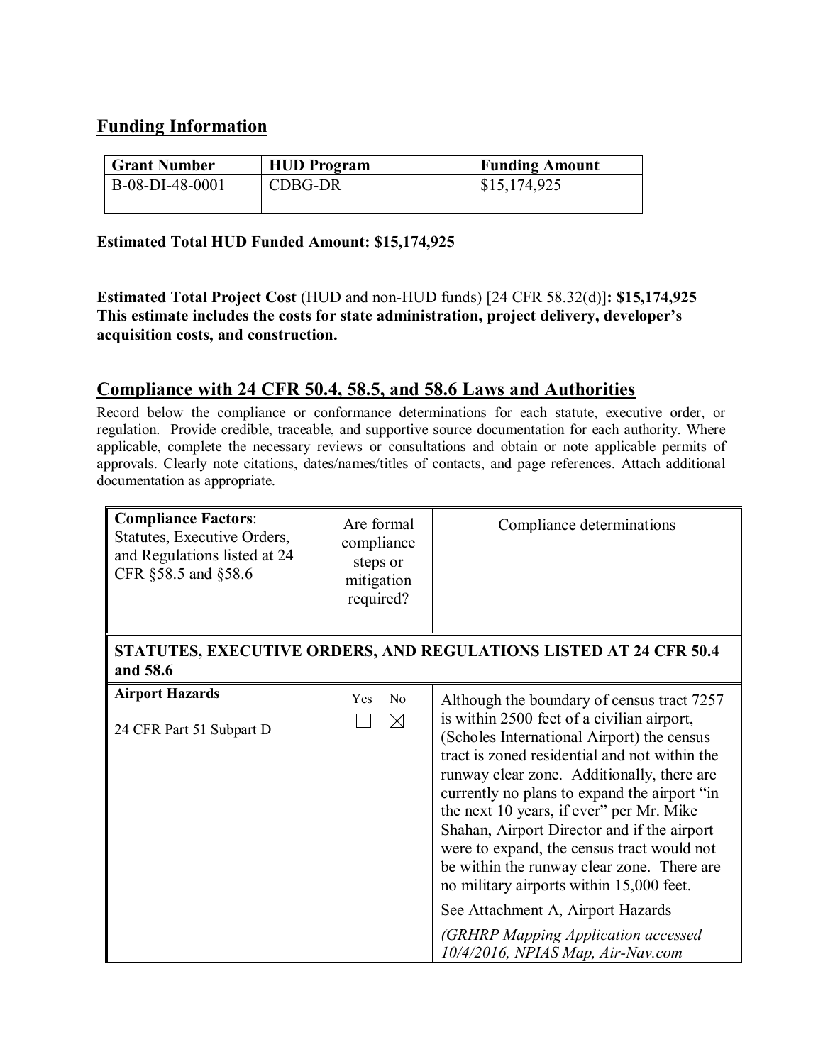## Funding Information

| Grant Number | HUD Program | Funding Amount |
|---|---|---|
| B-08-DI-48-0001 | CDBG-DR | $15,174,925 |
| | | |

**Estimated Total HUD Funded Amount: $15,174,925**

**Estimated Total Project Cost** (HUD and non-HUD funds) [24 CFR 58.32(d)]**: $15,174,925**
**This estimate includes the costs for state administration, project delivery, developer's acquisition costs, and construction.**

## Compliance with 24 CFR 50.4, 58.5, and 58.6 Laws and Authorities

Record below the compliance or conformance determinations for each statute, executive order, or regulation. Provide credible, traceable, and supportive source documentation for each authority. Where applicable, complete the necessary reviews or consultations and obtain or note applicable permits of approvals. Clearly note citations, dates/names/titles of contacts, and page references. Attach additional documentation as appropriate.

| **Compliance Factors**: Statutes, Executive Orders, and Regulations listed at 24 CFR §58.5 and §58.6 | Are formal compliance steps or mitigation required? | Compliance determinations |
|---|---|---|
| **STATUTES, EXECUTIVE ORDERS, AND REGULATIONS LISTED AT 24 CFR 50.4 and 58.6** | | |
| **Airport Hazards**<br><br>24 CFR Part 51 Subpart D | Yes ☐ No ☒ | Although the boundary of census tract 7257 is within 2500 feet of a civilian airport, (Scholes International Airport) the census tract is zoned residential and not within the runway clear zone. Additionally, there are currently no plans to expand the airport "in the next 10 years, if ever" per Mr. Mike Shahan, Airport Director and if the airport were to expand, the census tract would not be within the runway clear zone. There are no military airports within 15,000 feet.<br><br>See Attachment A, Airport Hazards<br><br>*(GRHRP Mapping Application accessed 10/4/2016, NPIAS Map, Air-Nav.com* |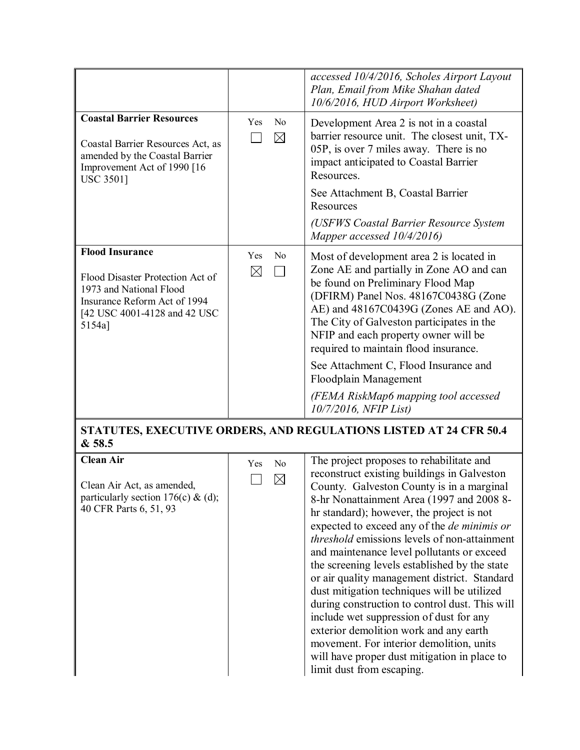| | | |
|---|---|---|
| | | *accessed 10/4/2016, Scholes Airport Layout Plan, Email from Mike Shahan dated 10/6/2016, HUD Airport Worksheet)* |
| **Coastal Barrier Resources**<br><br>Coastal Barrier Resources Act, as amended by the Coastal Barrier Improvement Act of 1990 [16 USC 3501] | Yes ☐ No ☒ | Development Area 2 is not in a coastal barrier resource unit. The closest unit, TX-05P, is over 7 miles away. There is no impact anticipated to Coastal Barrier Resources.<br><br>See Attachment B, Coastal Barrier Resources<br><br>*(USFWS Coastal Barrier Resource System Mapper accessed 10/4/2016)* |
| **Flood Insurance**<br><br>Flood Disaster Protection Act of 1973 and National Flood Insurance Reform Act of 1994 [42 USC 4001-4128 and 42 USC 5154a] | Yes ☒ No ☐ | Most of development area 2 is located in Zone AE and partially in Zone AO and can be found on Preliminary Flood Map (DFIRM) Panel Nos. 48167C0438G (Zone AE) and 48167C0439G (Zones AE and AO). The City of Galveston participates in the NFIP and each property owner will be required to maintain flood insurance.<br><br>See Attachment C, Flood Insurance and Floodplain Management<br><br>*(FEMA RiskMap6 mapping tool accessed 10/7/2016, NFIP List)* |
| **STATUTES, EXECUTIVE ORDERS, AND REGULATIONS LISTED AT 24 CFR 50.4 & 58.5** | | |
| **Clean Air**<br><br>Clean Air Act, as amended, particularly section 176(c) & (d); 40 CFR Parts 6, 51, 93 | Yes ☐ No ☒ | The project proposes to rehabilitate and reconstruct existing buildings in Galveston County. Galveston County is in a marginal 8-hr Nonattainment Area (1997 and 2008 8-hr standard); however, the project is not expected to exceed any of the *de minimis or threshold* emissions levels of non-attainment and maintenance level pollutants or exceed the screening levels established by the state or air quality management district. Standard dust mitigation techniques will be utilized during construction to control dust. This will include wet suppression of dust for any exterior demolition work and any earth movement. For interior demolition, units will have proper dust mitigation in place to limit dust from escaping. |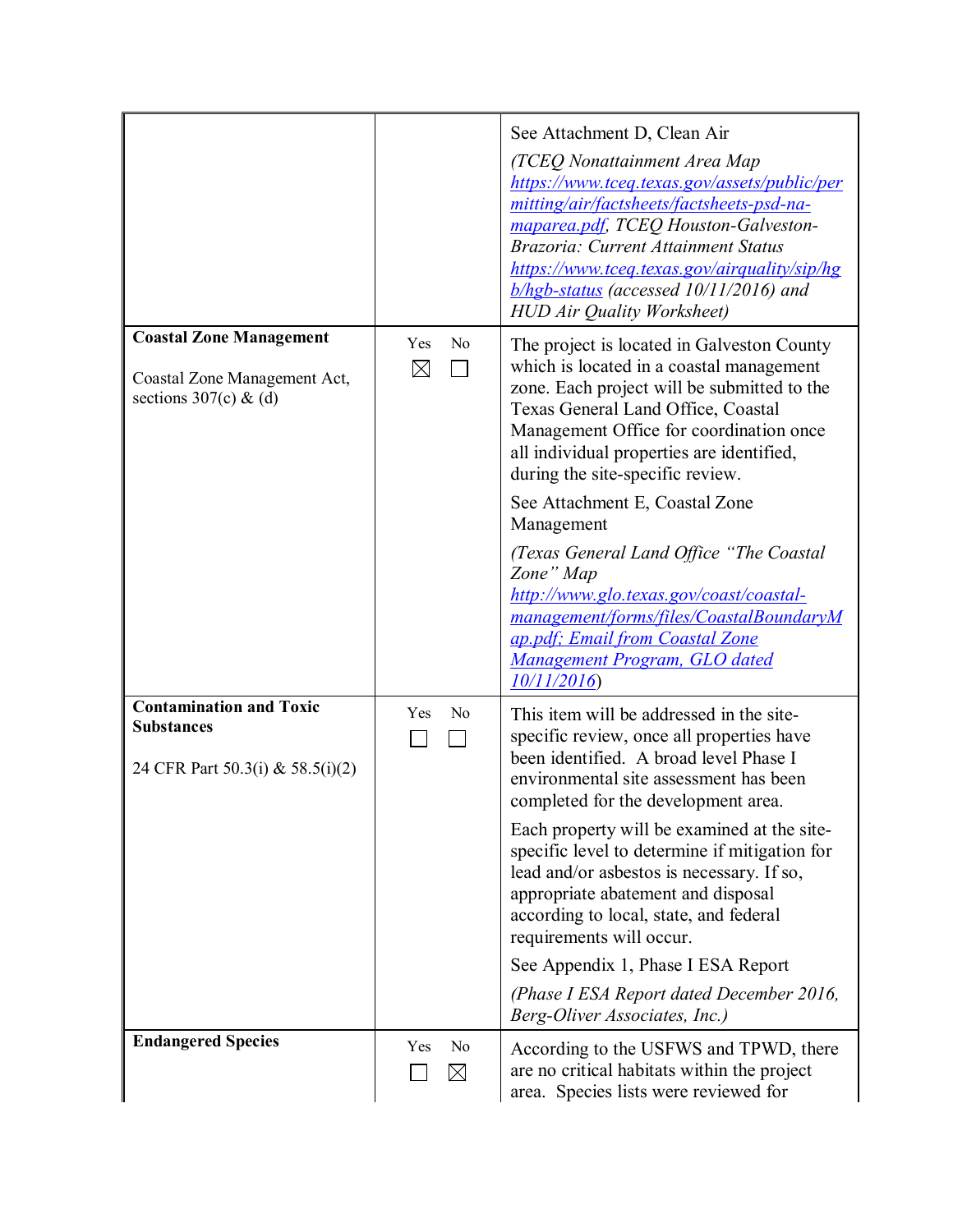| | | |
|---|---|---|
| | | See Attachment D, Clean Air<br><br>*(TCEQ Nonattainment Area Map [https://www.tceq.texas.gov/assets/public/permitting/air/factsheets/factsheets-psd-na-maparea.pdf](https://www.tceq.texas.gov/assets/public/permitting/air/factsheets/factsheets-psd-na-maparea.pdf), TCEQ Houston-Galveston-Brazoria: Current Attainment Status [https://www.tceq.texas.gov/airquality/sip/hgb/hgb-status](https://www.tceq.texas.gov/airquality/sip/hgb/hgb-status) (accessed 10/11/2016) and HUD Air Quality Worksheet)* |
| **Coastal Zone Management**<br><br>Coastal Zone Management Act, sections 307(c) & (d) | Yes ☒ No ☐ | The project is located in Galveston County which is located in a coastal management zone. Each project will be submitted to the Texas General Land Office, Coastal Management Office for coordination once all individual properties are identified, during the site-specific review.<br><br>See Attachment E, Coastal Zone Management<br><br>*(Texas General Land Office "The Coastal Zone" Map [http://www.glo.texas.gov/coast/coastal-management/forms/files/CoastalBoundaryMap.pdf](http://www.glo.texas.gov/coast/coastal-management/forms/files/CoastalBoundaryMap.pdf); Email from Coastal Zone Management Program, GLO dated 10/11/2016)* |
| **Contamination and Toxic Substances**<br><br>24 CFR Part 50.3(i) & 58.5(i)(2) | Yes ☐ No ☐ | This item will be addressed in the site-specific review, once all properties have been identified. A broad level Phase I environmental site assessment has been completed for the development area.<br><br>Each property will be examined at the site-specific level to determine if mitigation for lead and/or asbestos is necessary. If so, appropriate abatement and disposal according to local, state, and federal requirements will occur.<br><br>See Appendix 1, Phase I ESA Report<br><br>*(Phase I ESA Report dated December 2016, Berg-Oliver Associates, Inc.)* |
| **Endangered Species** | Yes ☐ No ☒ | According to the USFWS and TPWD, there are no critical habitats within the project area. Species lists were reviewed for |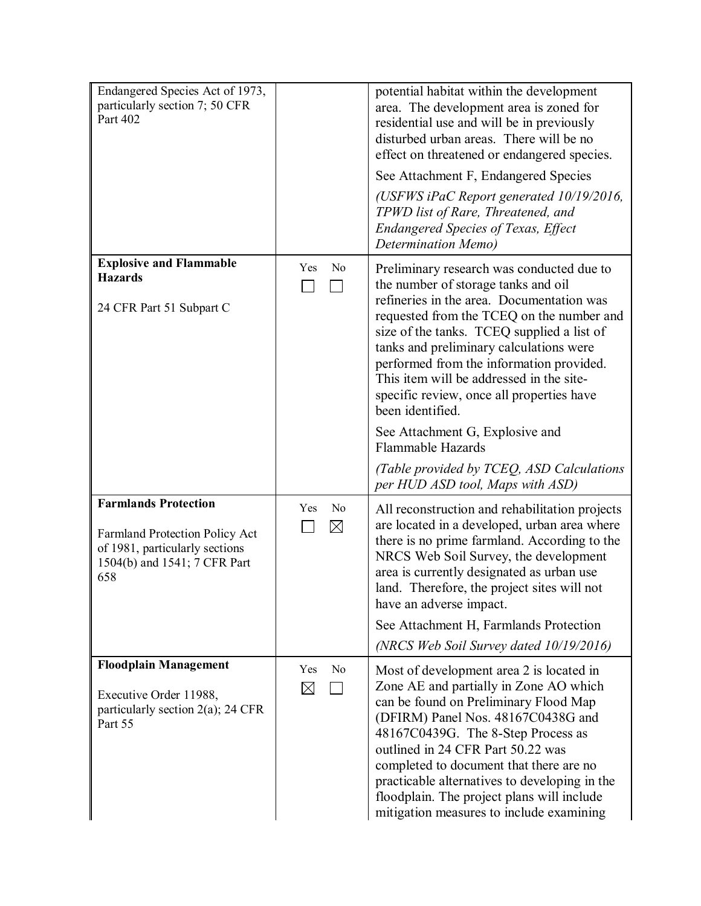| | | |
|---|---|---|
| Endangered Species Act of 1973, particularly section 7; 50 CFR Part 402 | | potential habitat within the development area. The development area is zoned for residential use and will be in previously disturbed urban areas. There will be no effect on threatened or endangered species.<br><br>See Attachment F, Endangered Species<br><br>*(USFWS iPaC Report generated 10/19/2016, TPWD list of Rare, Threatened, and Endangered Species of Texas, Effect Determination Memo)* |
| **Explosive and Flammable Hazards**<br><br>24 CFR Part 51 Subpart C | Yes ☐ No ☐ | Preliminary research was conducted due to the number of storage tanks and oil refineries in the area. Documentation was requested from the TCEQ on the number and size of the tanks. TCEQ supplied a list of tanks and preliminary calculations were performed from the information provided. This item will be addressed in the site-specific review, once all properties have been identified.<br><br>See Attachment G, Explosive and Flammable Hazards<br><br>*(Table provided by TCEQ, ASD Calculations per HUD ASD tool, Maps with ASD)* |
| **Farmlands Protection**<br><br>Farmland Protection Policy Act of 1981, particularly sections 1504(b) and 1541; 7 CFR Part 658 | Yes ☐ No ☒ | All reconstruction and rehabilitation projects are located in a developed, urban area where there is no prime farmland. According to the NRCS Web Soil Survey, the development area is currently designated as urban use land. Therefore, the project sites will not have an adverse impact.<br><br>See Attachment H, Farmlands Protection<br><br>*(NRCS Web Soil Survey dated 10/19/2016)* |
| **Floodplain Management**<br><br>Executive Order 11988, particularly section 2(a); 24 CFR Part 55 | Yes ☒ No ☐ | Most of development area 2 is located in Zone AE and partially in Zone AO which can be found on Preliminary Flood Map (DFIRM) Panel Nos. 48167C0438G and 48167C0439G. The 8-Step Process as outlined in 24 CFR Part 50.22 was completed to document that there are no practicable alternatives to developing in the floodplain. The project plans will include mitigation measures to include examining |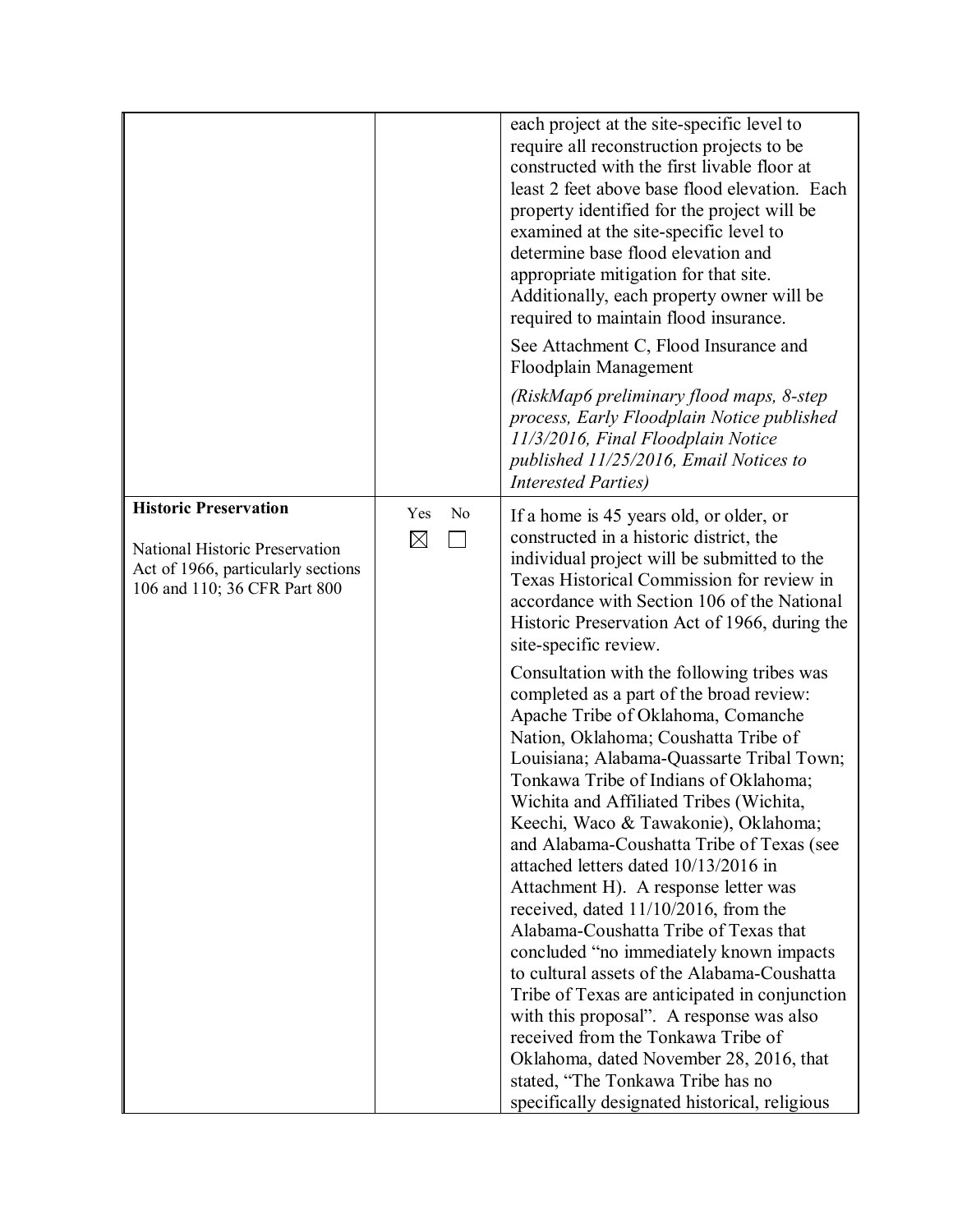| | | |
|---|---|---|
| | | each project at the site-specific level to require all reconstruction projects to be constructed with the first livable floor at least 2 feet above base flood elevation. Each property identified for the project will be examined at the site-specific level to determine base flood elevation and appropriate mitigation for that site. Additionally, each property owner will be required to maintain flood insurance.<br><br>See Attachment C, Flood Insurance and Floodplain Management<br><br>*(RiskMap6 preliminary flood maps, 8-step process, Early Floodplain Notice published 11/3/2016, Final Floodplain Notice published 11/25/2016, Email Notices to Interested Parties)* |
| **Historic Preservation**<br><br>National Historic Preservation Act of 1966, particularly sections 106 and 110; 36 CFR Part 800 | Yes ☒ No ☐ | If a home is 45 years old, or older, or constructed in a historic district, the individual project will be submitted to the Texas Historical Commission for review in accordance with Section 106 of the National Historic Preservation Act of 1966, during the site-specific review.<br><br>Consultation with the following tribes was completed as a part of the broad review: Apache Tribe of Oklahoma, Comanche Nation, Oklahoma; Coushatta Tribe of Louisiana; Alabama-Quassarte Tribal Town; Tonkawa Tribe of Indians of Oklahoma; Wichita and Affiliated Tribes (Wichita, Keechi, Waco & Tawakonie), Oklahoma; and Alabama-Coushatta Tribe of Texas (see attached letters dated 10/13/2016 in Attachment H). A response letter was received, dated 11/10/2016, from the Alabama-Coushatta Tribe of Texas that concluded "no immediately known impacts to cultural assets of the Alabama-Coushatta Tribe of Texas are anticipated in conjunction with this proposal". A response was also received from the Tonkawa Tribe of Oklahoma, dated November 28, 2016, that stated, "The Tonkawa Tribe has no specifically designated historical, religious |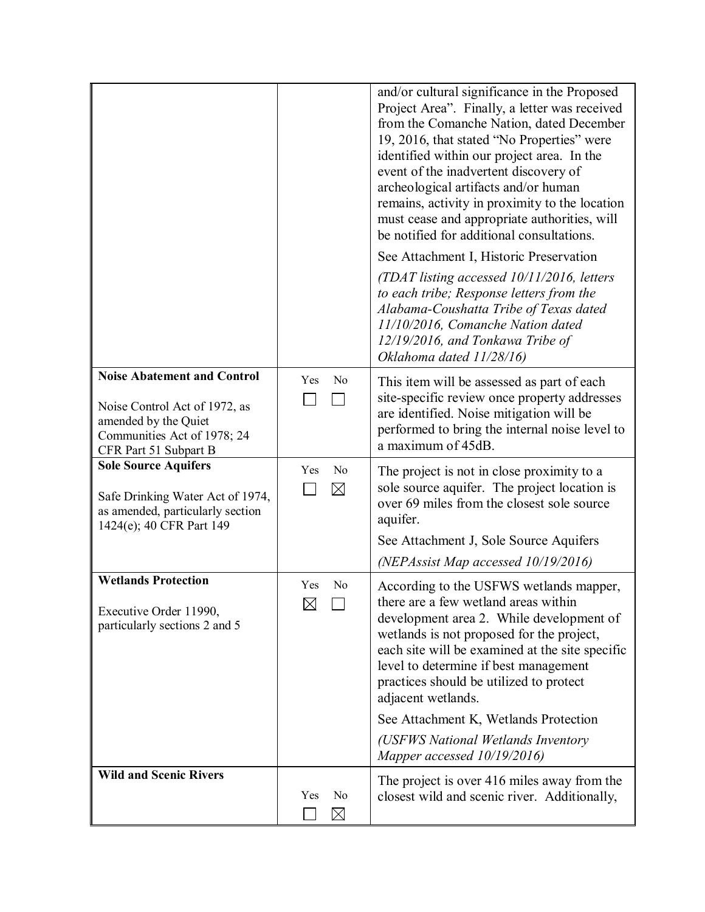| | | |
|---|---|---|
| | | and/or cultural significance in the Proposed Project Area". Finally, a letter was received from the Comanche Nation, dated December 19, 2016, that stated "No Properties" were identified within our project area. In the event of the inadvertent discovery of archeological artifacts and/or human remains, activity in proximity to the location must cease and appropriate authorities, will be notified for additional consultations.<br><br>See Attachment I, Historic Preservation<br><br>*(TDAT listing accessed 10/11/2016, letters to each tribe; Response letters from the Alabama-Coushatta Tribe of Texas dated 11/10/2016, Comanche Nation dated 12/19/2016, and Tonkawa Tribe of Oklahoma dated 11/28/16)* |
| **Noise Abatement and Control**<br><br>Noise Control Act of 1972, as amended by the Quiet Communities Act of 1978; 24 CFR Part 51 Subpart B | Yes ☐ No ☐ | This item will be assessed as part of each site-specific review once property addresses are identified. Noise mitigation will be performed to bring the internal noise level to a maximum of 45dB. |
| **Sole Source Aquifers**<br><br>Safe Drinking Water Act of 1974, as amended, particularly section 1424(e); 40 CFR Part 149 | Yes ☐ No ☒ | The project is not in close proximity to a sole source aquifer. The project location is over 69 miles from the closest sole source aquifer.<br><br>See Attachment J, Sole Source Aquifers<br><br>*(NEPAssist Map accessed 10/19/2016)* |
| **Wetlands Protection**<br><br>Executive Order 11990, particularly sections 2 and 5 | Yes ☒ No ☐ | According to the USFWS wetlands mapper, there are a few wetland areas within development area 2. While development of wetlands is not proposed for the project, each site will be examined at the site specific level to determine if best management practices should be utilized to protect adjacent wetlands.<br><br>See Attachment K, Wetlands Protection<br><br>*(USFWS National Wetlands Inventory Mapper accessed 10/19/2016)* |
| **Wild and Scenic Rivers** | Yes ☐ No ☒ | The project is over 416 miles away from the closest wild and scenic river. Additionally, |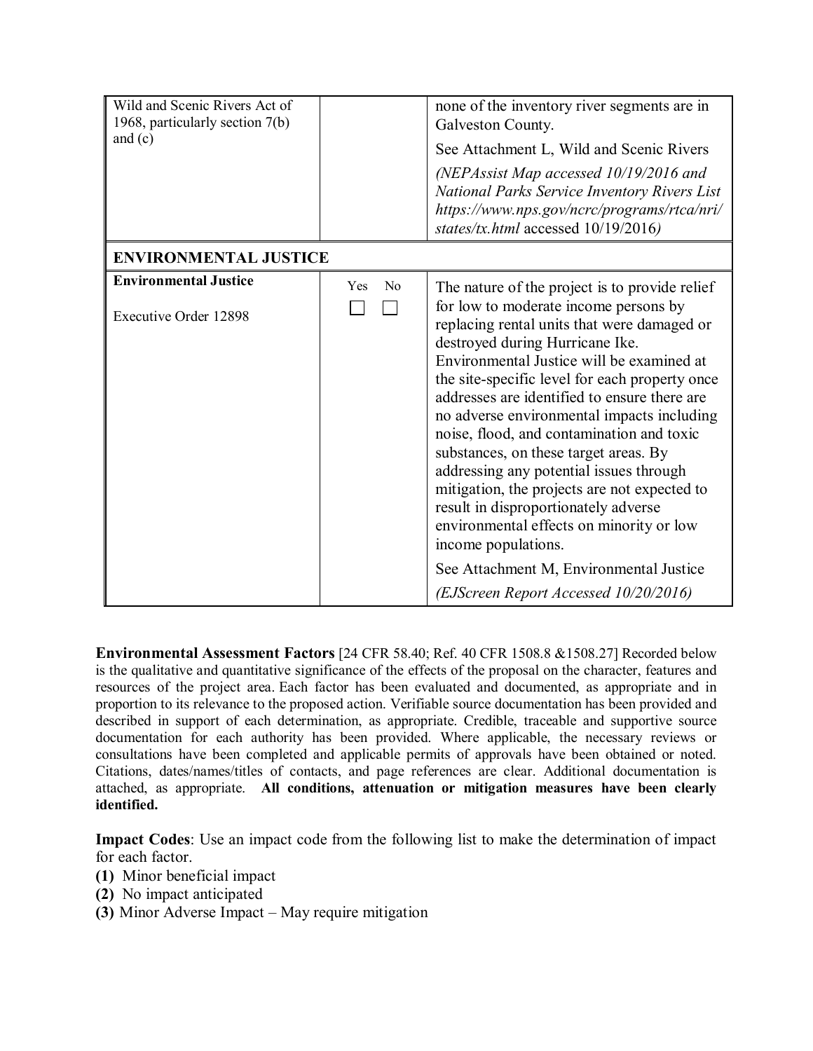| Wild and Scenic Rivers Act of 1968, particularly section 7(b) and (c) | | none of the inventory river segments are in Galveston County.<br><br>See Attachment L, Wild and Scenic Rivers<br><br>*(NEPAssist Map accessed 10/19/2016 and National Parks Service Inventory Rivers List https://www.nps.gov/ncrc/programs/rtca/nri/states/tx.html* accessed 10/19/2016*)* |
|---|---|---|
| **ENVIRONMENTAL JUSTICE** | | |
| **Environmental Justice**<br><br>Executive Order 12898 | Yes ☐ No ☐ | The nature of the project is to provide relief for low to moderate income persons by replacing rental units that were damaged or destroyed during Hurricane Ike. Environmental Justice will be examined at the site-specific level for each property once addresses are identified to ensure there are no adverse environmental impacts including noise, flood, and contamination and toxic substances, on these target areas. By addressing any potential issues through mitigation, the projects are not expected to result in disproportionately adverse environmental effects on minority or low income populations.<br><br>See Attachment M, Environmental Justice<br><br>*(EJScreen Report Accessed 10/20/2016)* |

**Environmental Assessment Factors** [24 CFR 58.40; Ref. 40 CFR 1508.8 &1508.27] Recorded below is the qualitative and quantitative significance of the effects of the proposal on the character, features and resources of the project area. Each factor has been evaluated and documented, as appropriate and in proportion to its relevance to the proposed action. Verifiable source documentation has been provided and described in support of each determination, as appropriate. Credible, traceable and supportive source documentation for each authority has been provided. Where applicable, the necessary reviews or consultations have been completed and applicable permits of approvals have been obtained or noted. Citations, dates/names/titles of contacts, and page references are clear. Additional documentation is attached, as appropriate. **All conditions, attenuation or mitigation measures have been clearly identified.**

**Impact Codes**: Use an impact code from the following list to make the determination of impact for each factor.

**(1)** Minor beneficial impact
**(2)** No impact anticipated
**(3)** Minor Adverse Impact – May require mitigation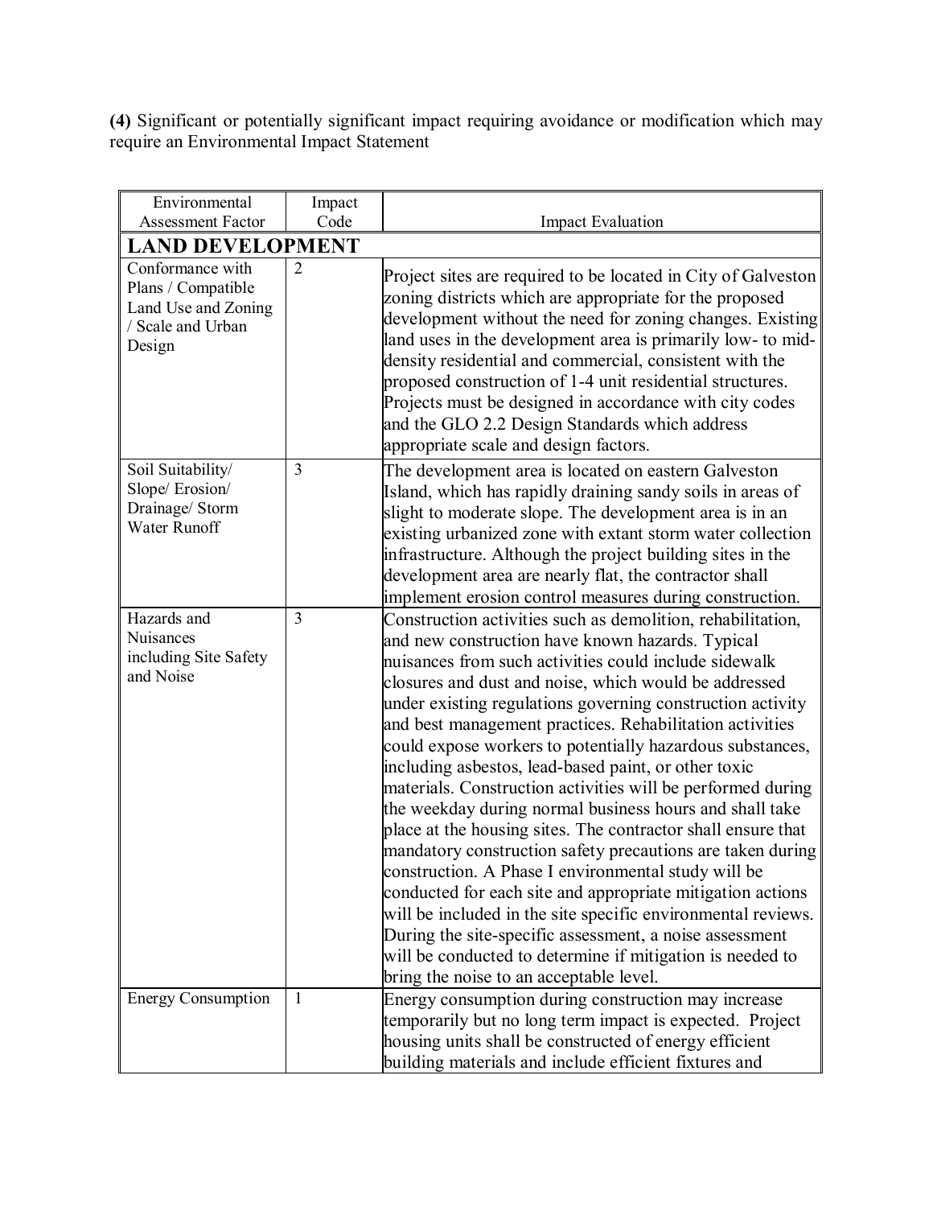**(4)** Significant or potentially significant impact requiring avoidance or modification which may require an Environmental Impact Statement

| Environmental Assessment Factor | Impact Code | Impact Evaluation |
|---|---|---|
| **LAND DEVELOPMENT** | | |
| Conformance with Plans / Compatible Land Use and Zoning / Scale and Urban Design | 2 | Project sites are required to be located in City of Galveston zoning districts which are appropriate for the proposed development without the need for zoning changes. Existing land uses in the development area is primarily low- to mid-density residential and commercial, consistent with the proposed construction of 1-4 unit residential structures. Projects must be designed in accordance with city codes and the GLO 2.2 Design Standards which address appropriate scale and design factors. |
| Soil Suitability/ Slope/ Erosion/ Drainage/ Storm Water Runoff | 3 | The development area is located on eastern Galveston Island, which has rapidly draining sandy soils in areas of slight to moderate slope. The development area is in an existing urbanized zone with extant storm water collection infrastructure. Although the project building sites in the development area are nearly flat, the contractor shall implement erosion control measures during construction. |
| Hazards and Nuisances including Site Safety and Noise | 3 | Construction activities such as demolition, rehabilitation, and new construction have known hazards. Typical nuisances from such activities could include sidewalk closures and dust and noise, which would be addressed under existing regulations governing construction activity and best management practices. Rehabilitation activities could expose workers to potentially hazardous substances, including asbestos, lead-based paint, or other toxic materials. Construction activities will be performed during the weekday during normal business hours and shall take place at the housing sites. The contractor shall ensure that mandatory construction safety precautions are taken during construction. A Phase I environmental study will be conducted for each site and appropriate mitigation actions will be included in the site specific environmental reviews. During the site-specific assessment, a noise assessment will be conducted to determine if mitigation is needed to bring the noise to an acceptable level. |
| Energy Consumption | 1 | Energy consumption during construction may increase temporarily but no long term impact is expected. Project housing units shall be constructed of energy efficient building materials and include efficient fixtures and |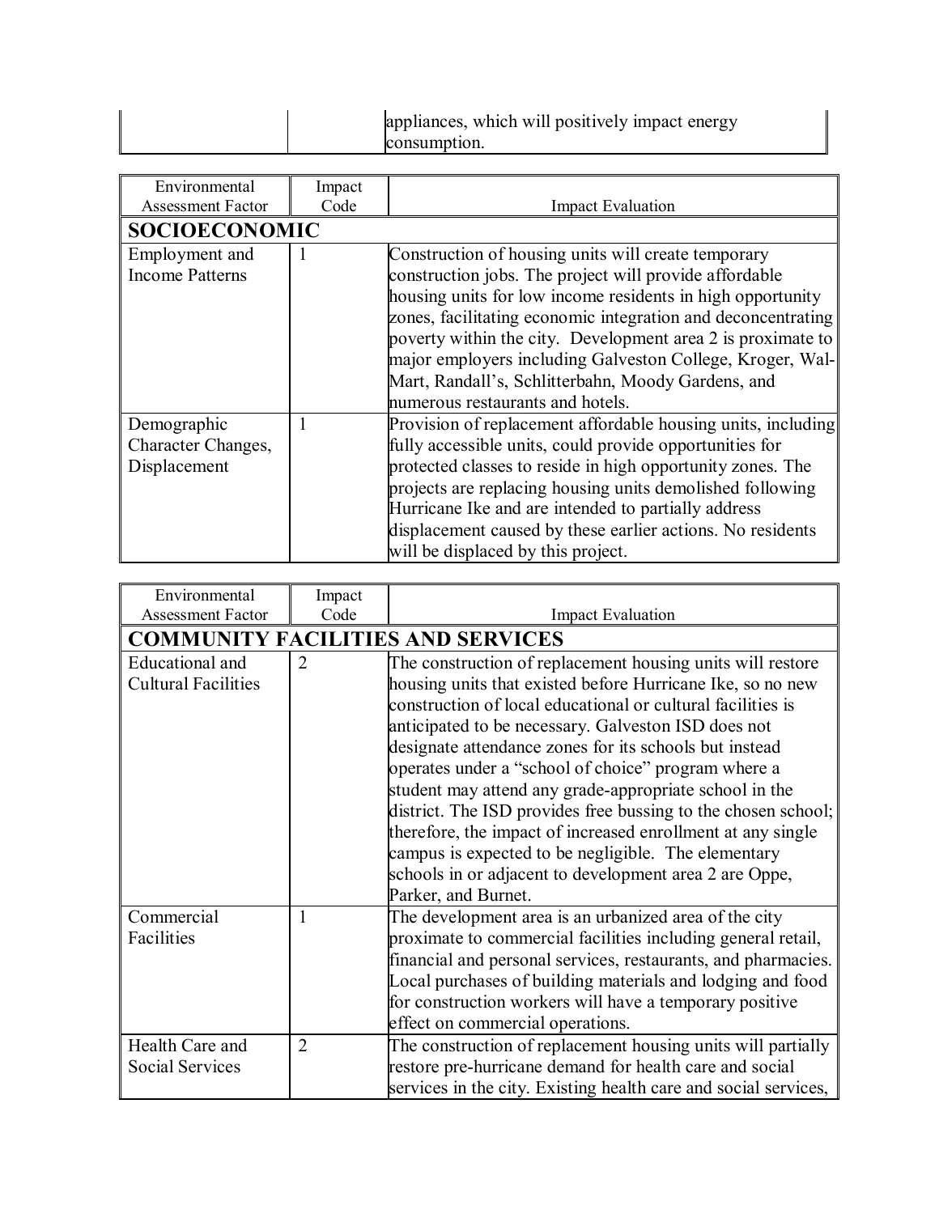| | | appliances, which will positively impact energy consumption. |
|---|---|---|

| Environmental Assessment Factor | Impact Code | Impact Evaluation |
|---|---|---|
| **SOCIOECONOMIC** | | |
| Employment and Income Patterns | 1 | Construction of housing units will create temporary construction jobs. The project will provide affordable housing units for low income residents in high opportunity zones, facilitating economic integration and deconcentrating poverty within the city. Development area 2 is proximate to major employers including Galveston College, Kroger, Wal-Mart, Randall's, Schlitterbahn, Moody Gardens, and numerous restaurants and hotels. |
| Demographic Character Changes, Displacement | 1 | Provision of replacement affordable housing units, including fully accessible units, could provide opportunities for protected classes to reside in high opportunity zones. The projects are replacing housing units demolished following Hurricane Ike and are intended to partially address displacement caused by these earlier actions. No residents will be displaced by this project. |

| Environmental Assessment Factor | Impact Code | Impact Evaluation |
|---|---|---|
| **COMMUNITY FACILITIES AND SERVICES** | | |
| Educational and Cultural Facilities | 2 | The construction of replacement housing units will restore housing units that existed before Hurricane Ike, so no new construction of local educational or cultural facilities is anticipated to be necessary. Galveston ISD does not designate attendance zones for its schools but instead operates under a "school of choice" program where a student may attend any grade-appropriate school in the district. The ISD provides free bussing to the chosen school; therefore, the impact of increased enrollment at any single campus is expected to be negligible. The elementary schools in or adjacent to development area 2 are Oppe, Parker, and Burnet. |
| Commercial Facilities | 1 | The development area is an urbanized area of the city proximate to commercial facilities including general retail, financial and personal services, restaurants, and pharmacies. Local purchases of building materials and lodging and food for construction workers will have a temporary positive effect on commercial operations. |
| Health Care and Social Services | 2 | The construction of replacement housing units will partially restore pre-hurricane demand for health care and social services in the city. Existing health care and social services, |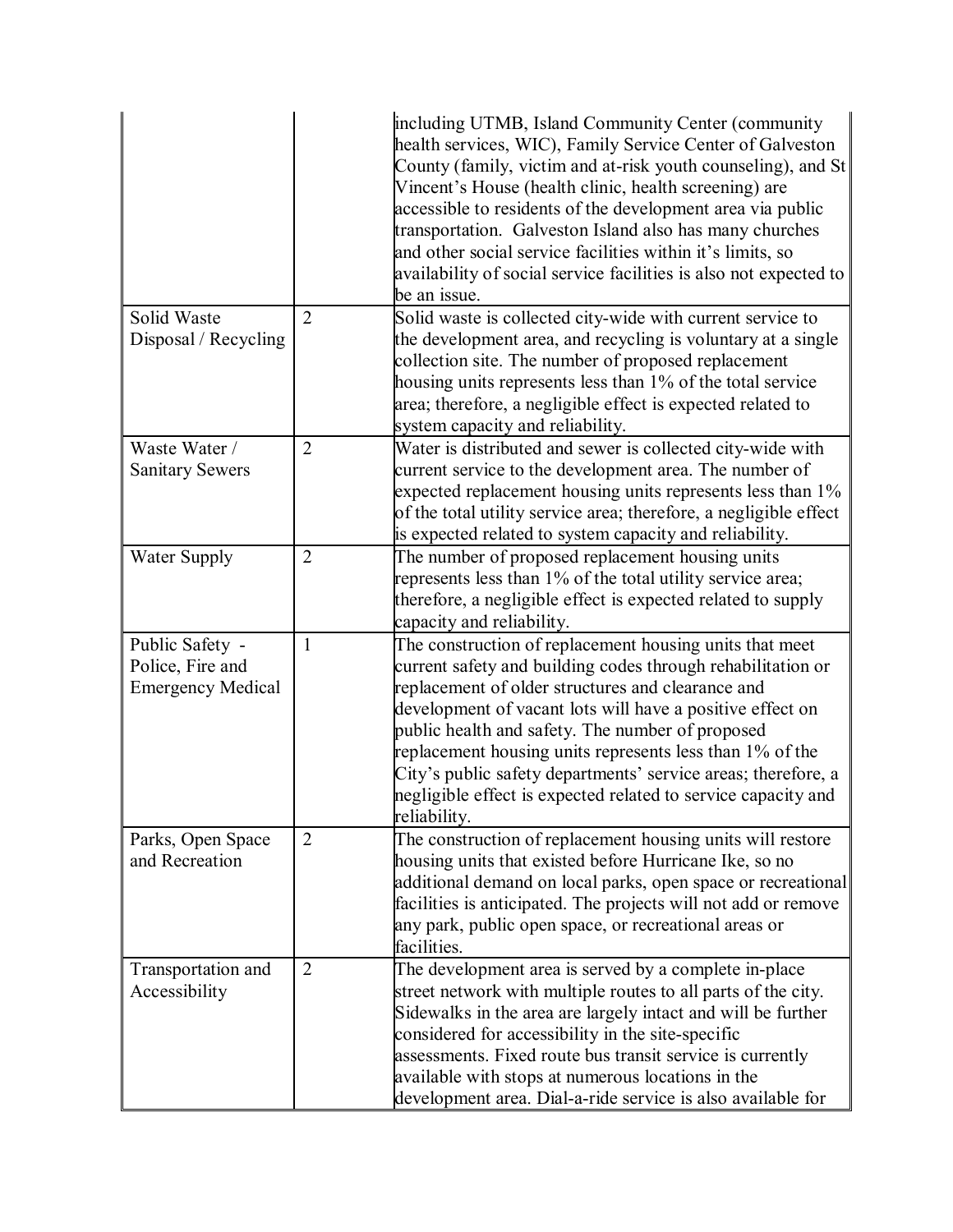| | | |
|---|---|---|
| | | including UTMB, Island Community Center (community health services, WIC), Family Service Center of Galveston County (family, victim and at-risk youth counseling), and St Vincent's House (health clinic, health screening) are accessible to residents of the development area via public transportation. Galveston Island also has many churches and other social service facilities within it's limits, so availability of social service facilities is also not expected to be an issue. |
| Solid Waste Disposal / Recycling | 2 | Solid waste is collected city-wide with current service to the development area, and recycling is voluntary at a single collection site. The number of proposed replacement housing units represents less than 1% of the total service area; therefore, a negligible effect is expected related to system capacity and reliability. |
| Waste Water / Sanitary Sewers | 2 | Water is distributed and sewer is collected city-wide with current service to the development area. The number of expected replacement housing units represents less than 1% of the total utility service area; therefore, a negligible effect is expected related to system capacity and reliability. |
| Water Supply | 2 | The number of proposed replacement housing units represents less than 1% of the total utility service area; therefore, a negligible effect is expected related to supply capacity and reliability. |
| Public Safety - Police, Fire and Emergency Medical | 1 | The construction of replacement housing units that meet current safety and building codes through rehabilitation or replacement of older structures and clearance and development of vacant lots will have a positive effect on public health and safety. The number of proposed replacement housing units represents less than 1% of the City's public safety departments' service areas; therefore, a negligible effect is expected related to service capacity and reliability. |
| Parks, Open Space and Recreation | 2 | The construction of replacement housing units will restore housing units that existed before Hurricane Ike, so no additional demand on local parks, open space or recreational facilities is anticipated. The projects will not add or remove any park, public open space, or recreational areas or facilities. |
| Transportation and Accessibility | 2 | The development area is served by a complete in-place street network with multiple routes to all parts of the city. Sidewalks in the area are largely intact and will be further considered for accessibility in the site-specific assessments. Fixed route bus transit service is currently available with stops at numerous locations in the development area. Dial-a-ride service is also available for |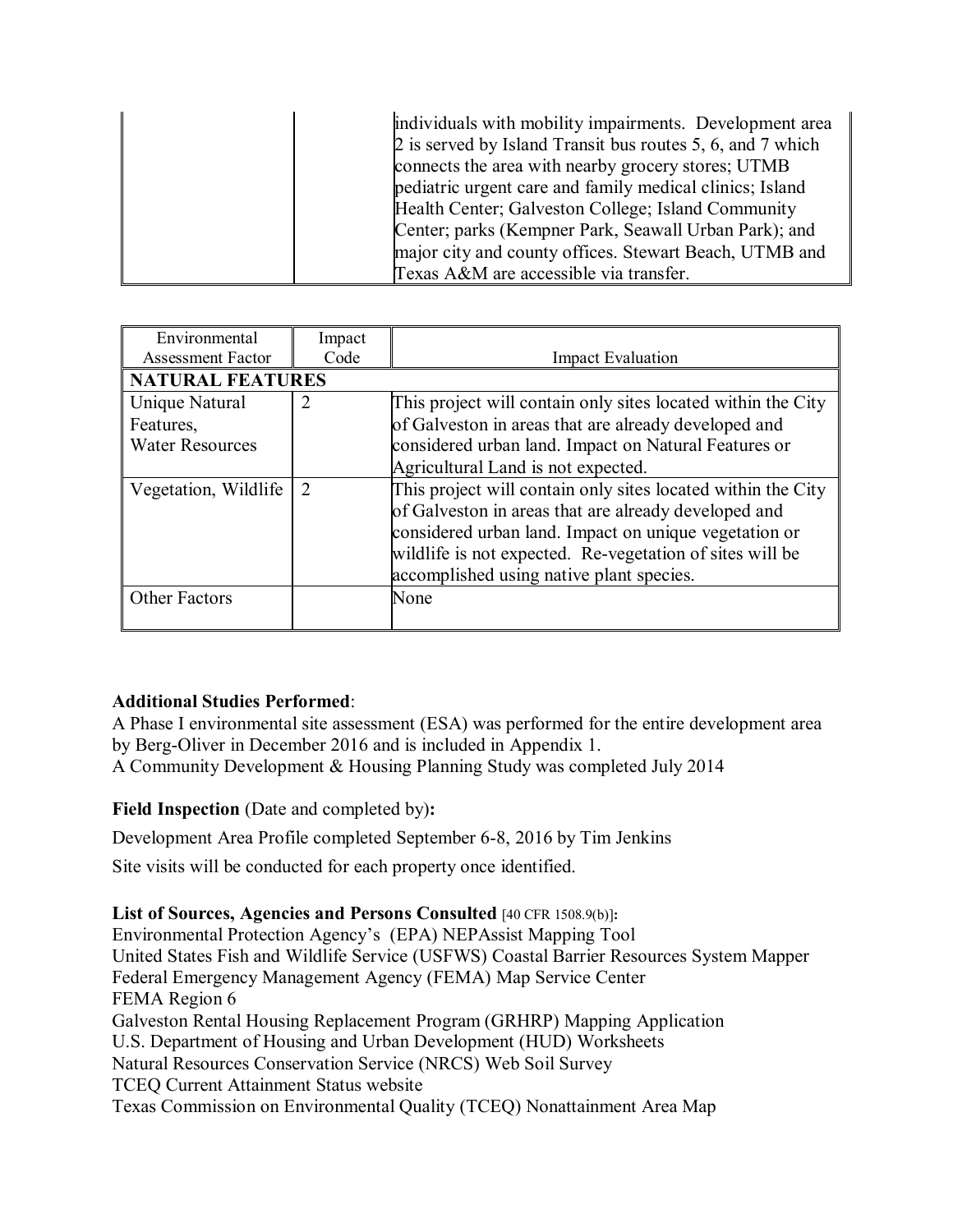| | | |
|---|---|---|
| | | individuals with mobility impairments. Development area 2 is served by Island Transit bus routes 5, 6, and 7 which connects the area with nearby grocery stores; UTMB pediatric urgent care and family medical clinics; Island Health Center; Galveston College; Island Community Center; parks (Kempner Park, Seawall Urban Park); and major city and county offices. Stewart Beach, UTMB and Texas A&M are accessible via transfer. |

| Environmental Assessment Factor | Impact Code | Impact Evaluation |
|---|---|---|
| **NATURAL FEATURES** | | |
| Unique Natural Features, Water Resources | 2 | This project will contain only sites located within the City of Galveston in areas that are already developed and considered urban land. Impact on Natural Features or Agricultural Land is not expected. |
| Vegetation, Wildlife | 2 | This project will contain only sites located within the City of Galveston in areas that are already developed and considered urban land. Impact on unique vegetation or wildlife is not expected. Re-vegetation of sites will be accomplished using native plant species. |
| Other Factors | | None |

**Additional Studies Performed**:
A Phase I environmental site assessment (ESA) was performed for the entire development area by Berg-Oliver in December 2016 and is included in Appendix 1.
A Community Development & Housing Planning Study was completed July 2014

**Field Inspection** (Date and completed by)**:**

Development Area Profile completed September 6-8, 2016 by Tim Jenkins

Site visits will be conducted for each property once identified.

**List of Sources, Agencies and Persons Consulted** [40 CFR 1508.9(b)]**:**
Environmental Protection Agency's (EPA) NEPAssist Mapping Tool
United States Fish and Wildlife Service (USFWS) Coastal Barrier Resources System Mapper
Federal Emergency Management Agency (FEMA) Map Service Center
FEMA Region 6
Galveston Rental Housing Replacement Program (GRHRP) Mapping Application
U.S. Department of Housing and Urban Development (HUD) Worksheets
Natural Resources Conservation Service (NRCS) Web Soil Survey
TCEQ Current Attainment Status website
Texas Commission on Environmental Quality (TCEQ) Nonattainment Area Map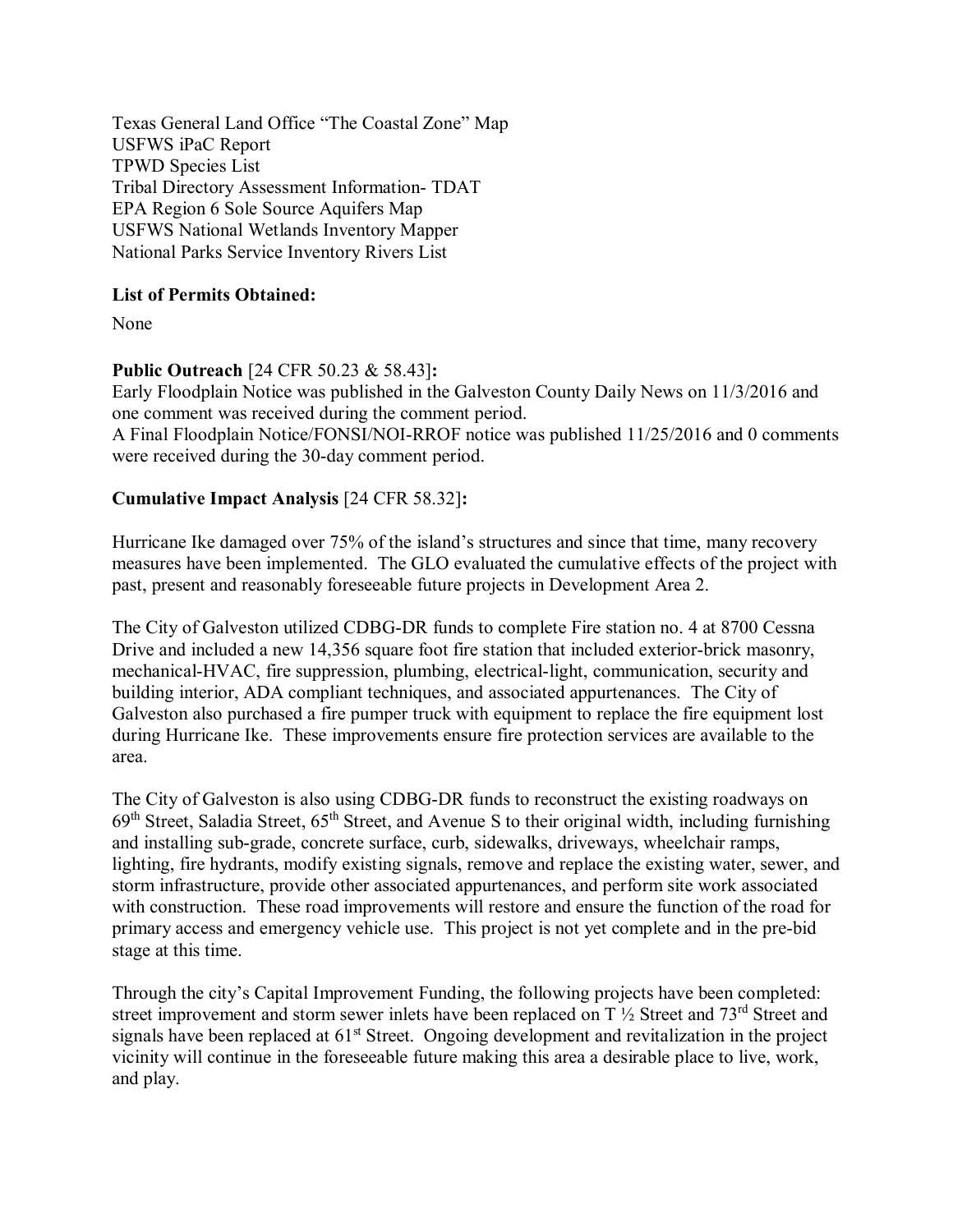Texas General Land Office "The Coastal Zone" Map
USFWS iPaC Report
TPWD Species List
Tribal Directory Assessment Information- TDAT
EPA Region 6 Sole Source Aquifers Map
USFWS National Wetlands Inventory Mapper
National Parks Service Inventory Rivers List

**List of Permits Obtained:**

None

**Public Outreach** [24 CFR 50.23 & 58.43]**:**
Early Floodplain Notice was published in the Galveston County Daily News on 11/3/2016 and one comment was received during the comment period.
A Final Floodplain Notice/FONSI/NOI-RROF notice was published 11/25/2016 and 0 comments were received during the 30-day comment period.

**Cumulative Impact Analysis** [24 CFR 58.32]**:**

Hurricane Ike damaged over 75% of the island's structures and since that time, many recovery measures have been implemented. The GLO evaluated the cumulative effects of the project with past, present and reasonably foreseeable future projects in Development Area 2.

The City of Galveston utilized CDBG-DR funds to complete Fire station no. 4 at 8700 Cessna Drive and included a new 14,356 square foot fire station that included exterior-brick masonry, mechanical-HVAC, fire suppression, plumbing, electrical-light, communication, security and building interior, ADA compliant techniques, and associated appurtenances. The City of Galveston also purchased a fire pumper truck with equipment to replace the fire equipment lost during Hurricane Ike. These improvements ensure fire protection services are available to the area.

The City of Galveston is also using CDBG-DR funds to reconstruct the existing roadways on 69th Street, Saladia Street, 65th Street, and Avenue S to their original width, including furnishing and installing sub-grade, concrete surface, curb, sidewalks, driveways, wheelchair ramps, lighting, fire hydrants, modify existing signals, remove and replace the existing water, sewer, and storm infrastructure, provide other associated appurtenances, and perform site work associated with construction. These road improvements will restore and ensure the function of the road for primary access and emergency vehicle use. This project is not yet complete and in the pre-bid stage at this time.

Through the city's Capital Improvement Funding, the following projects have been completed: street improvement and storm sewer inlets have been replaced on T ½ Street and 73rd Street and signals have been replaced at 61st Street. Ongoing development and revitalization in the project vicinity will continue in the foreseeable future making this area a desirable place to live, work, and play.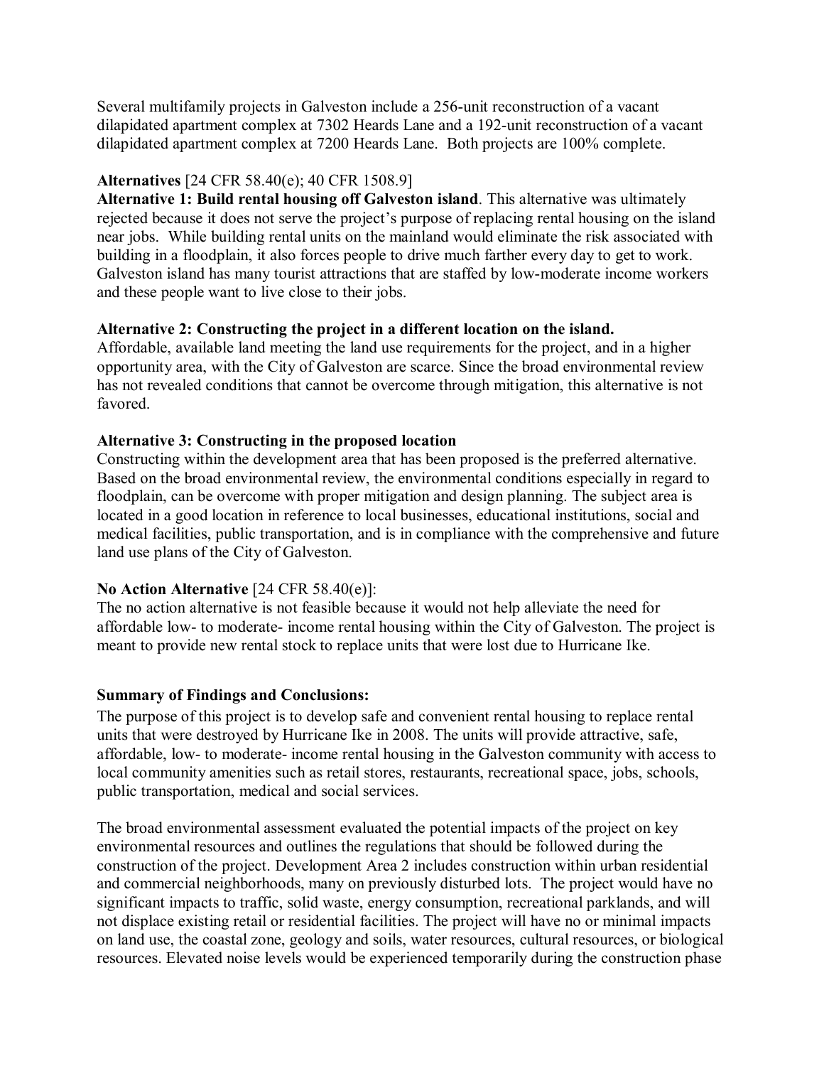Several multifamily projects in Galveston include a 256-unit reconstruction of a vacant dilapidated apartment complex at 7302 Heards Lane and a 192-unit reconstruction of a vacant dilapidated apartment complex at 7200 Heards Lane. Both projects are 100% complete.

**Alternatives** [24 CFR 58.40(e); 40 CFR 1508.9]

**Alternative 1: Build rental housing off Galveston island**. This alternative was ultimately rejected because it does not serve the project's purpose of replacing rental housing on the island near jobs. While building rental units on the mainland would eliminate the risk associated with building in a floodplain, it also forces people to drive much farther every day to get to work. Galveston island has many tourist attractions that are staffed by low-moderate income workers and these people want to live close to their jobs.

**Alternative 2: Constructing the project in a different location on the island.**

Affordable, available land meeting the land use requirements for the project, and in a higher opportunity area, with the City of Galveston are scarce. Since the broad environmental review has not revealed conditions that cannot be overcome through mitigation, this alternative is not favored.

**Alternative 3: Constructing in the proposed location**

Constructing within the development area that has been proposed is the preferred alternative. Based on the broad environmental review, the environmental conditions especially in regard to floodplain, can be overcome with proper mitigation and design planning. The subject area is located in a good location in reference to local businesses, educational institutions, social and medical facilities, public transportation, and is in compliance with the comprehensive and future land use plans of the City of Galveston.

**No Action Alternative** [24 CFR 58.40(e)]:

The no action alternative is not feasible because it would not help alleviate the need for affordable low- to moderate- income rental housing within the City of Galveston. The project is meant to provide new rental stock to replace units that were lost due to Hurricane Ike.

**Summary of Findings and Conclusions:**

The purpose of this project is to develop safe and convenient rental housing to replace rental units that were destroyed by Hurricane Ike in 2008. The units will provide attractive, safe, affordable, low- to moderate- income rental housing in the Galveston community with access to local community amenities such as retail stores, restaurants, recreational space, jobs, schools, public transportation, medical and social services.

The broad environmental assessment evaluated the potential impacts of the project on key environmental resources and outlines the regulations that should be followed during the construction of the project. Development Area 2 includes construction within urban residential and commercial neighborhoods, many on previously disturbed lots. The project would have no significant impacts to traffic, solid waste, energy consumption, recreational parklands, and will not displace existing retail or residential facilities. The project will have no or minimal impacts on land use, the coastal zone, geology and soils, water resources, cultural resources, or biological resources. Elevated noise levels would be experienced temporarily during the construction phase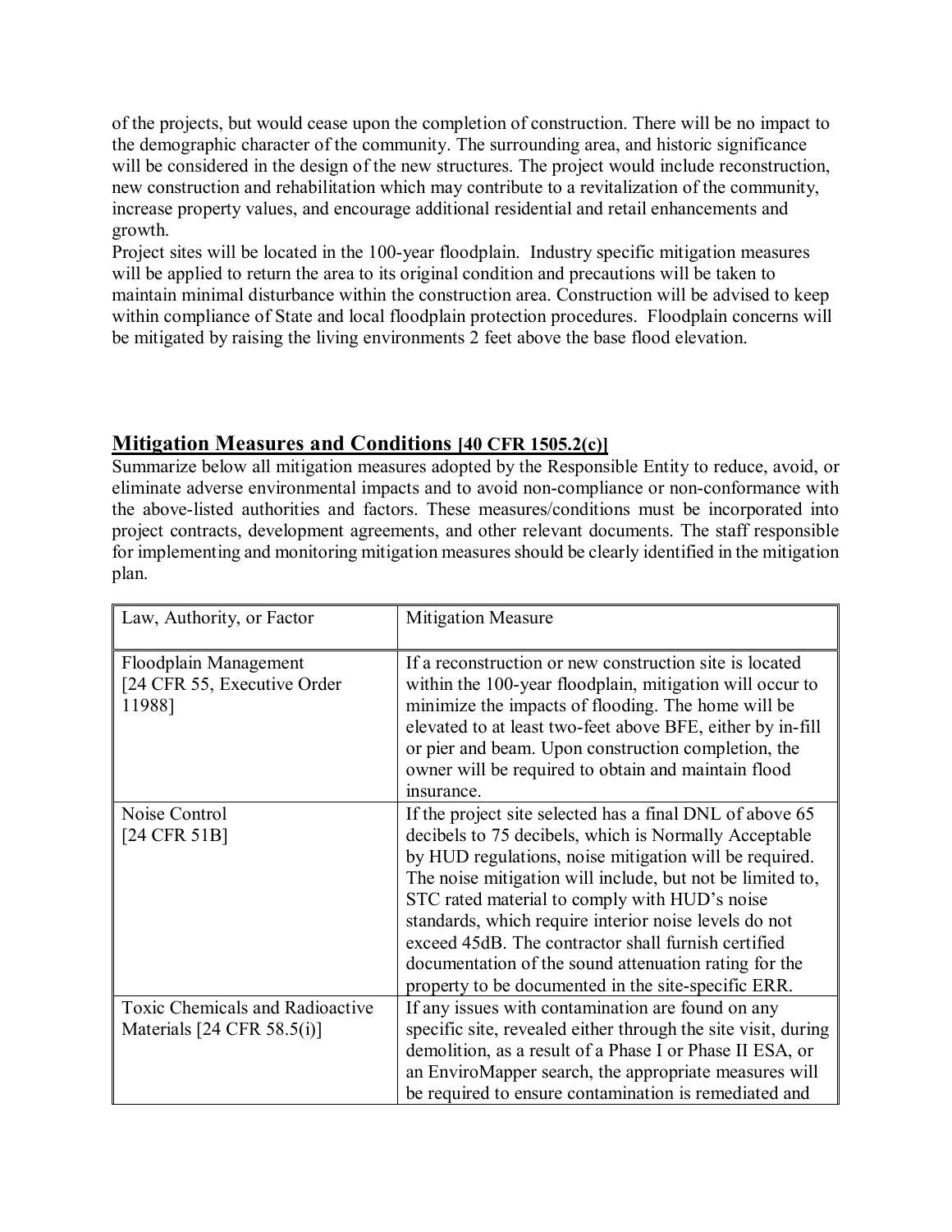of the projects, but would cease upon the completion of construction. There will be no impact to the demographic character of the community. The surrounding area, and historic significance will be considered in the design of the new structures. The project would include reconstruction, new construction and rehabilitation which may contribute to a revitalization of the community, increase property values, and encourage additional residential and retail enhancements and growth.

Project sites will be located in the 100-year floodplain. Industry specific mitigation measures will be applied to return the area to its original condition and precautions will be taken to maintain minimal disturbance within the construction area. Construction will be advised to keep within compliance of State and local floodplain protection procedures. Floodplain concerns will be mitigated by raising the living environments 2 feet above the base flood elevation.

## Mitigation Measures and Conditions [40 CFR 1505.2(c)]

Summarize below all mitigation measures adopted by the Responsible Entity to reduce, avoid, or eliminate adverse environmental impacts and to avoid non-compliance or non-conformance with the above-listed authorities and factors. These measures/conditions must be incorporated into project contracts, development agreements, and other relevant documents. The staff responsible for implementing and monitoring mitigation measures should be clearly identified in the mitigation plan.

| Law, Authority, or Factor | Mitigation Measure |
|---|---|
| Floodplain Management [24 CFR 55, Executive Order 11988] | If a reconstruction or new construction site is located within the 100-year floodplain, mitigation will occur to minimize the impacts of flooding. The home will be elevated to at least two-feet above BFE, either by in-fill or pier and beam. Upon construction completion, the owner will be required to obtain and maintain flood insurance. |
| Noise Control [24 CFR 51B] | If the project site selected has a final DNL of above 65 decibels to 75 decibels, which is Normally Acceptable by HUD regulations, noise mitigation will be required. The noise mitigation will include, but not be limited to, STC rated material to comply with HUD's noise standards, which require interior noise levels do not exceed 45dB. The contractor shall furnish certified documentation of the sound attenuation rating for the property to be documented in the site-specific ERR. |
| Toxic Chemicals and Radioactive Materials [24 CFR 58.5(i)] | If any issues with contamination are found on any specific site, revealed either through the site visit, during demolition, as a result of a Phase I or Phase II ESA, or an EnviroMapper search, the appropriate measures will be required to ensure contamination is remediated and |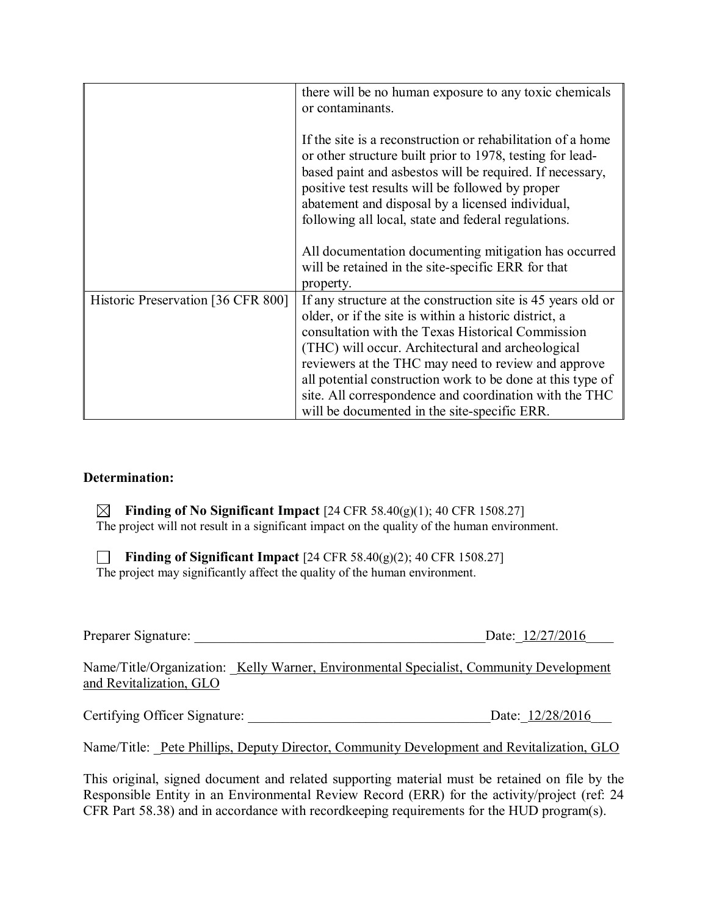| | |
|---|---|
| | there will be no human exposure to any toxic chemicals or contaminants.<br><br>If the site is a reconstruction or rehabilitation of a home or other structure built prior to 1978, testing for lead-based paint and asbestos will be required. If necessary, positive test results will be followed by proper abatement and disposal by a licensed individual, following all local, state and federal regulations.<br><br>All documentation documenting mitigation has occurred will be retained in the site-specific ERR for that property. |
| Historic Preservation [36 CFR 800] | If any structure at the construction site is 45 years old or older, or if the site is within a historic district, a consultation with the Texas Historical Commission (THC) will occur. Architectural and archeological reviewers at the THC may need to review and approve all potential construction work to be done at this type of site. All correspondence and coordination with the THC will be documented in the site-specific ERR. |

**Determination:**

☒ **Finding of No Significant Impact** [24 CFR 58.40(g)(1); 40 CFR 1508.27]
The project will not result in a significant impact on the quality of the human environment.

☐ **Finding of Significant Impact** [24 CFR 58.40(g)(2); 40 CFR 1508.27]
The project may significantly affect the quality of the human environment.

Preparer Signature: ____________________________________________ Date: 12/27/2016

Name/Title/Organization: Kelly Warner, Environmental Specialist, Community Development and Revitalization, GLO

Certifying Officer Signature: ___________________________________ Date: 12/28/2016

Name/Title: Pete Phillips, Deputy Director, Community Development and Revitalization, GLO

This original, signed document and related supporting material must be retained on file by the Responsible Entity in an Environmental Review Record (ERR) for the activity/project (ref: 24 CFR Part 58.38) and in accordance with recordkeeping requirements for the HUD program(s).